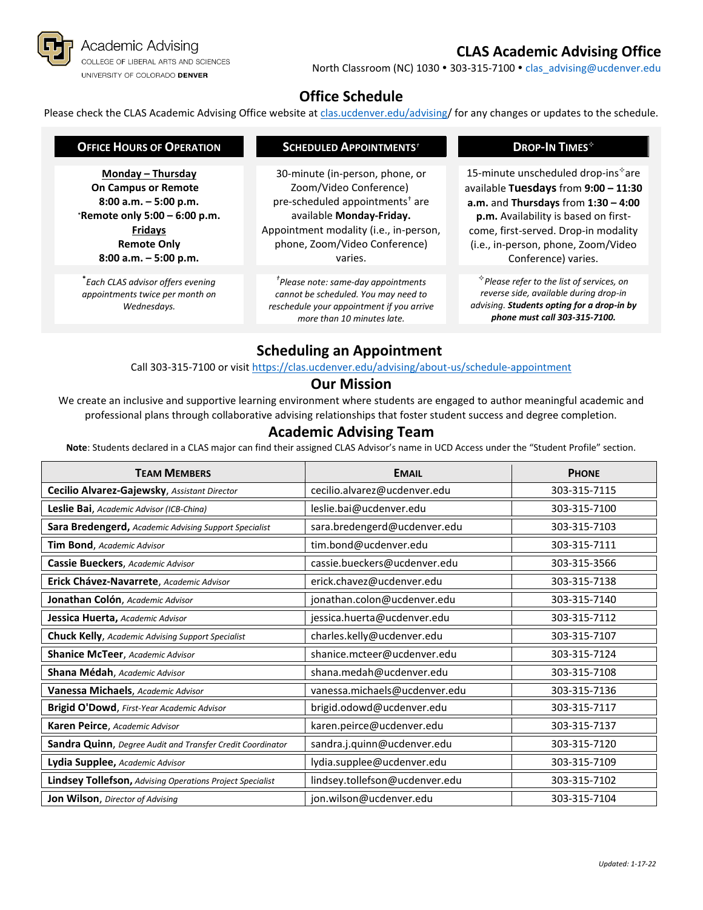Academic Advising
COLLEGE OF LIBERAL ARTS AND SCIENCES
UNIVERSITY OF COLORADO **DENVER**

# CLAS Academic Advising Office

North Classroom (NC) 1030 • 303-315-7100 • clas_advising@ucdenver.edu

## Office Schedule

Please check the CLAS Academic Advising Office website at clas.ucdenver.edu/advising/ for any changes or updates to the schedule.

| OFFICE HOURS OF OPERATION | SCHEDULED APPOINTMENTS† | DROP-IN TIMES✧ |
|---|---|---|
| **Monday – Thursday**<br>**On Campus or Remote**<br>**8:00 a.m. – 5:00 p.m.**<br>***Remote only 5:00 – 6:00 p.m.**<br>**Fridays**<br>**Remote Only**<br>**8:00 a.m. – 5:00 p.m.** | 30-minute (in-person, phone, or Zoom/Video Conference) pre-scheduled appointments† are available **Monday-Friday.** Appointment modality (i.e., in-person, phone, Zoom/Video Conference) varies. | 15-minute unscheduled drop-ins✧ are available **Tuesdays** from **9:00 – 11:30 a.m.** and **Thursdays** from **1:30 – 4:00 p.m.** Availability is based on first-come, first-served. Drop-in modality (i.e., in-person, phone, Zoom/Video Conference) varies. |
| **Each CLAS advisor offers evening appointments twice per month on Wednesdays.* | *†Please note: same-day appointments cannot be scheduled. You may need to reschedule your appointment if you arrive more than 10 minutes late.* | *✧Please refer to the list of services, on reverse side, available during drop-in advising.* ***Students opting for a drop-in by phone must call 303-315-7100.*** |

## Scheduling an Appointment

Call 303-315-7100 or visit https://clas.ucdenver.edu/advising/about-us/schedule-appointment

## Our Mission

We create an inclusive and supportive learning environment where students are engaged to author meaningful academic and professional plans through collaborative advising relationships that foster student success and degree completion.

## Academic Advising Team

**Note**: Students declared in a CLAS major can find their assigned CLAS Advisor's name in UCD Access under the "Student Profile" section.

| TEAM MEMBERS | EMAIL | PHONE |
|---|---|---|
| **Cecilio Alvarez-Gajewsky**, *Assistant Director* | cecilio.alvarez@ucdenver.edu | 303-315-7115 |
| **Leslie Bai**, *Academic Advisor (ICB-China)* | leslie.bai@ucdenver.edu | 303-315-7100 |
| **Sara Bredengerd,** *Academic Advising Support Specialist* | sara.bredengerd@ucdenver.edu | 303-315-7103 |
| **Tim Bond**, *Academic Advisor* | tim.bond@ucdenver.edu | 303-315-7111 |
| **Cassie Bueckers**, *Academic Advisor* | cassie.bueckers@ucdenver.edu | 303-315-3566 |
| **Erick Chávez-Navarrete**, *Academic Advisor* | erick.chavez@ucdenver.edu | 303-315-7138 |
| **Jonathan Colón**, *Academic Advisor* | jonathan.colon@ucdenver.edu | 303-315-7140 |
| **Jessica Huerta**, *Academic Advisor* | jessica.huerta@ucdenver.edu | 303-315-7112 |
| **Chuck Kelly**, *Academic Advising Support Specialist* | charles.kelly@ucdenver.edu | 303-315-7107 |
| **Shanice McTeer**, *Academic Advisor* | shanice.mcteer@ucdenver.edu | 303-315-7124 |
| **Shana Médah**, *Academic Advisor* | shana.medah@ucdenver.edu | 303-315-7108 |
| **Vanessa Michaels**, *Academic Advisor* | vanessa.michaels@ucdenver.edu | 303-315-7136 |
| **Brigid O'Dowd**, *First-Year Academic Advisor* | brigid.odowd@ucdenver.edu | 303-315-7117 |
| **Karen Peirce**, *Academic Advisor* | karen.peirce@ucdenver.edu | 303-315-7137 |
| **Sandra Quinn**, *Degree Audit and Transfer Credit Coordinator* | sandra.j.quinn@ucdenver.edu | 303-315-7120 |
| **Lydia Supplee,** *Academic Advisor* | lydia.supplee@ucdenver.edu | 303-315-7109 |
| **Lindsey Tollefson,** *Advising Operations Project Specialist* | lindsey.tollefson@ucdenver.edu | 303-315-7102 |
| **Jon Wilson**, *Director of Advising* | jon.wilson@ucdenver.edu | 303-315-7104 |

*Updated: 1-17-22*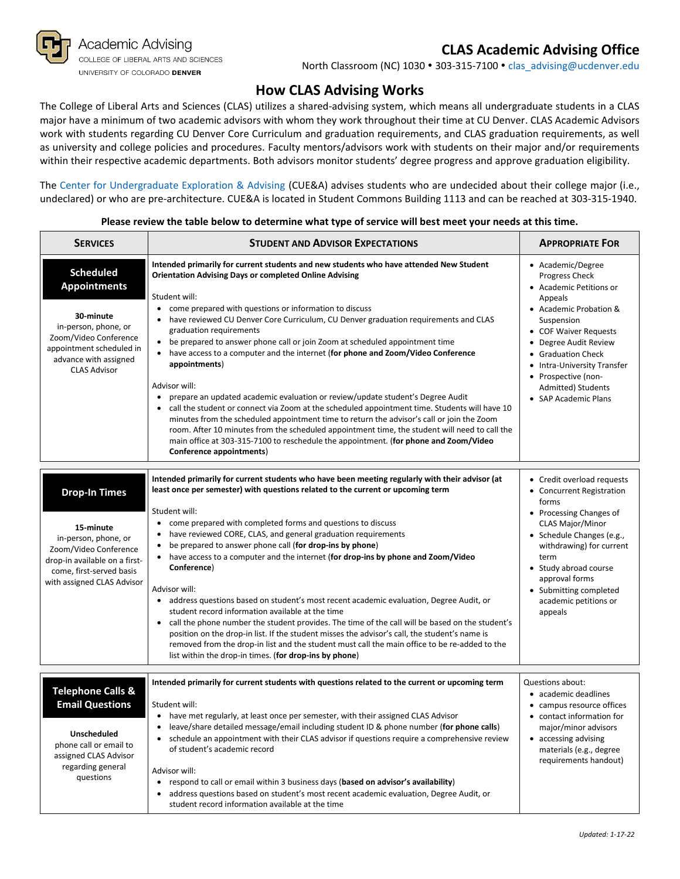Academic Advising
COLLEGE OF LIBERAL ARTS AND SCIENCES
UNIVERSITY OF COLORADO **DENVER**

## CLAS Academic Advising Office

North Classroom (NC) 1030 • 303-315-7100 • clas_advising@ucdenver.edu

# How CLAS Advising Works

The College of Liberal Arts and Sciences (CLAS) utilizes a shared-advising system, which means all undergraduate students in a CLAS major have a minimum of two academic advisors with whom they work throughout their time at CU Denver. CLAS Academic Advisors work with students regarding CU Denver Core Curriculum and graduation requirements, and CLAS graduation requirements, as well as university and college policies and procedures. Faculty mentors/advisors work with students on their major and/or requirements within their respective academic departments. Both advisors monitor students' degree progress and approve graduation eligibility.

The Center for Undergraduate Exploration & Advising (CUE&A) advises students who are undecided about their college major (i.e., undeclared) or who are pre-architecture. CUE&A is located in Student Commons Building 1113 and can be reached at 303-315-1940.

**Please review the table below to determine what type of service will best meet your needs at this time.**

| Services | Student and Advisor Expectations | Appropriate For |
|---|---|---|
| **Scheduled Appointments**<br><br>**30-minute**<br>in-person, phone, or Zoom/Video Conference appointment scheduled in advance with assigned CLAS Advisor | **Intended primarily for current students and new students who have attended New Student Orientation Advising Days or completed Online Advising**<br><br>Student will:<br>• come prepared with questions or information to discuss<br>• have reviewed CU Denver Core Curriculum, CU Denver graduation requirements and CLAS graduation requirements<br>• be prepared to answer phone call or join Zoom at scheduled appointment time<br>• have access to a computer and the internet (**for phone and Zoom/Video Conference appointments**)<br><br>Advisor will:<br>• prepare an updated academic evaluation or review/update student's Degree Audit<br>• call the student or connect via Zoom at the scheduled appointment time. Students will have 10 minutes from the scheduled appointment time to return the advisor's call or join the Zoom room. After 10 minutes from the scheduled appointment time, the student will need to call the main office at 303-315-7100 to reschedule the appointment. (**for phone and Zoom/Video Conference appointments**) | • Academic/Degree Progress Check<br>• Academic Petitions or Appeals<br>• Academic Probation & Suspension<br>• COF Waiver Requests<br>• Degree Audit Review<br>• Graduation Check<br>• Intra-University Transfer<br>• Prospective (non-Admitted) Students<br>• SAP Academic Plans |
| **Drop-In Times**<br><br>**15-minute**<br>in-person, phone, or Zoom/Video Conference drop-in available on a first-come, first-served basis with assigned CLAS Advisor | **Intended primarily for current students who have been meeting regularly with their advisor (at least once per semester) with questions related to the current or upcoming term**<br><br>Student will:<br>• come prepared with completed forms and questions to discuss<br>• have reviewed CORE, CLAS, and general graduation requirements<br>• be prepared to answer phone call (**for drop-ins by phone**)<br>• have access to a computer and the internet (**for drop-ins by phone and Zoom/Video Conference**)<br><br>Advisor will:<br>• address questions based on student's most recent academic evaluation, Degree Audit, or student record information available at the time<br>• call the phone number the student provides. The time of the call will be based on the student's position on the drop-in list. If the student misses the advisor's call, the student's name is removed from the drop-in list and the student must call the main office to be re-added to the list within the drop-in times. (**for drop-ins by phone**) | • Credit overload requests<br>• Concurrent Registration forms<br>• Processing Changes of CLAS Major/Minor<br>• Schedule Changes (e.g., withdrawing) for current term<br>• Study abroad course approval forms<br>• Submitting completed academic petitions or appeals |
| **Telephone Calls & Email Questions**<br><br>**Unscheduled**<br>phone call or email to assigned CLAS Advisor regarding general questions | **Intended primarily for current students with questions related to the current or upcoming term**<br><br>Student will:<br>• have met regularly, at least once per semester, with their assigned CLAS Advisor<br>• leave/share detailed message/email including student ID & phone number (**for phone calls**)<br>• schedule an appointment with their CLAS advisor if questions require a comprehensive review of student's academic record<br><br>Advisor will:<br>• respond to call or email within 3 business days (**based on advisor's availability**)<br>• address questions based on student's most recent academic evaluation, Degree Audit, or student record information available at the time | Questions about:<br>• academic deadlines<br>• campus resource offices<br>• contact information for major/minor advisors<br>• accessing advising materials (e.g., degree requirements handout) |

*Updated: 1-17-22*